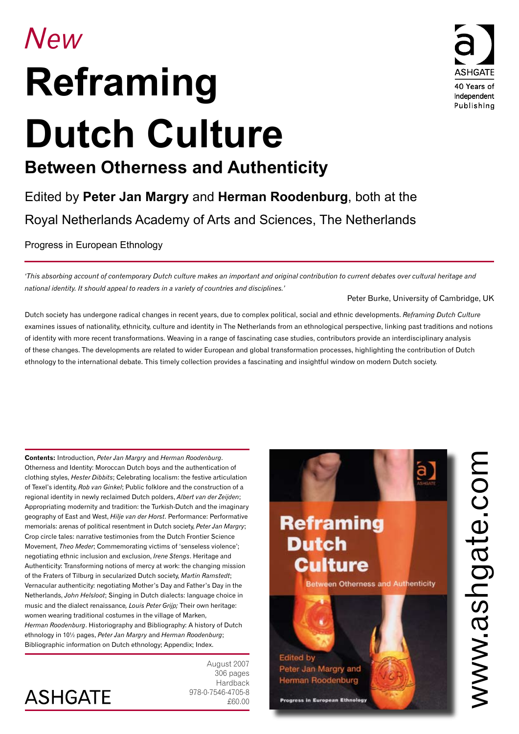*New*

# Reframing Dutch Culture

## Between Otherness and Authenticity

Edited by **Peter Jan Margry** and **Herman Roodenburg**, both at the Royal Netherlands Academy of Arts and Sciences, The Netherlands

Progress in European Ethnology

ASHGATE
40 Years of Independent Publishing

*'This absorbing account of contemporary Dutch culture makes an important and original contribution to current debates over cultural heritage and national identity. It should appeal to readers in a variety of countries and disciplines.'*

Peter Burke, University of Cambridge, UK

Dutch society has undergone radical changes in recent years, due to complex political, social and ethnic developments. *Reframing Dutch Culture* examines issues of nationality, ethnicity, culture and identity in The Netherlands from an ethnological perspective, linking past traditions and notions of identity with more recent transformations. Weaving in a range of fascinating case studies, contributors provide an interdisciplinary analysis of these changes. The developments are related to wider European and global transformation processes, highlighting the contribution of Dutch ethnology to the international debate. This timely collection provides a fascinating and insightful window on modern Dutch society.

**Contents:** Introduction, *Peter Jan Margry* and *Herman Roodenburg*. Otherness and Identity: Moroccan Dutch boys and the authentication of clothing styles, *Hester Dibbits*; Celebrating localism: the festive articulation of Texel's identity, *Rob van Ginkel*; Public folklore and the construction of a regional identity in newly reclaimed Dutch polders, *Albert van der Zeijden*; Appropriating modernity and tradition: the Turkish-Dutch and the imaginary geography of East and West, *Hilje van der Horst*. Performance: Performative memorials: arenas of political resentment in Dutch society, *Peter Jan Margry*; Crop circle tales: narrative testimonies from the Dutch Frontier Science Movement, *Theo Meder*; Commemorating victims of 'senseless violence'; negotiating ethnic inclusion and exclusion, *Irene Stengs*. Heritage and Authenticity: Transforming notions of mercy at work: the changing mission of the Fraters of Tilburg in secularized Dutch society, *Martin Ramstedt*; Vernacular authenticity: negotiating Mother's Day and Father's Day in the Netherlands, *John Helsloot*; Singing in Dutch dialects: language choice in music and the dialect renaissance, *Louis Peter Grijp;* Their own heritage: women wearing traditional costumes in the village of Marken, *Herman Roodenburg*. Historiography and Bibliography: A history of Dutch ethnology in 10½ pages, *Peter Jan Margry* and *Herman Roodenburg*; Bibliographic information on Dutch ethnology; Appendix; Index.

August 2007
306 pages
Hardback
978-0-7546-4705-8
£60.00

ASHGATE

www.ashgate.com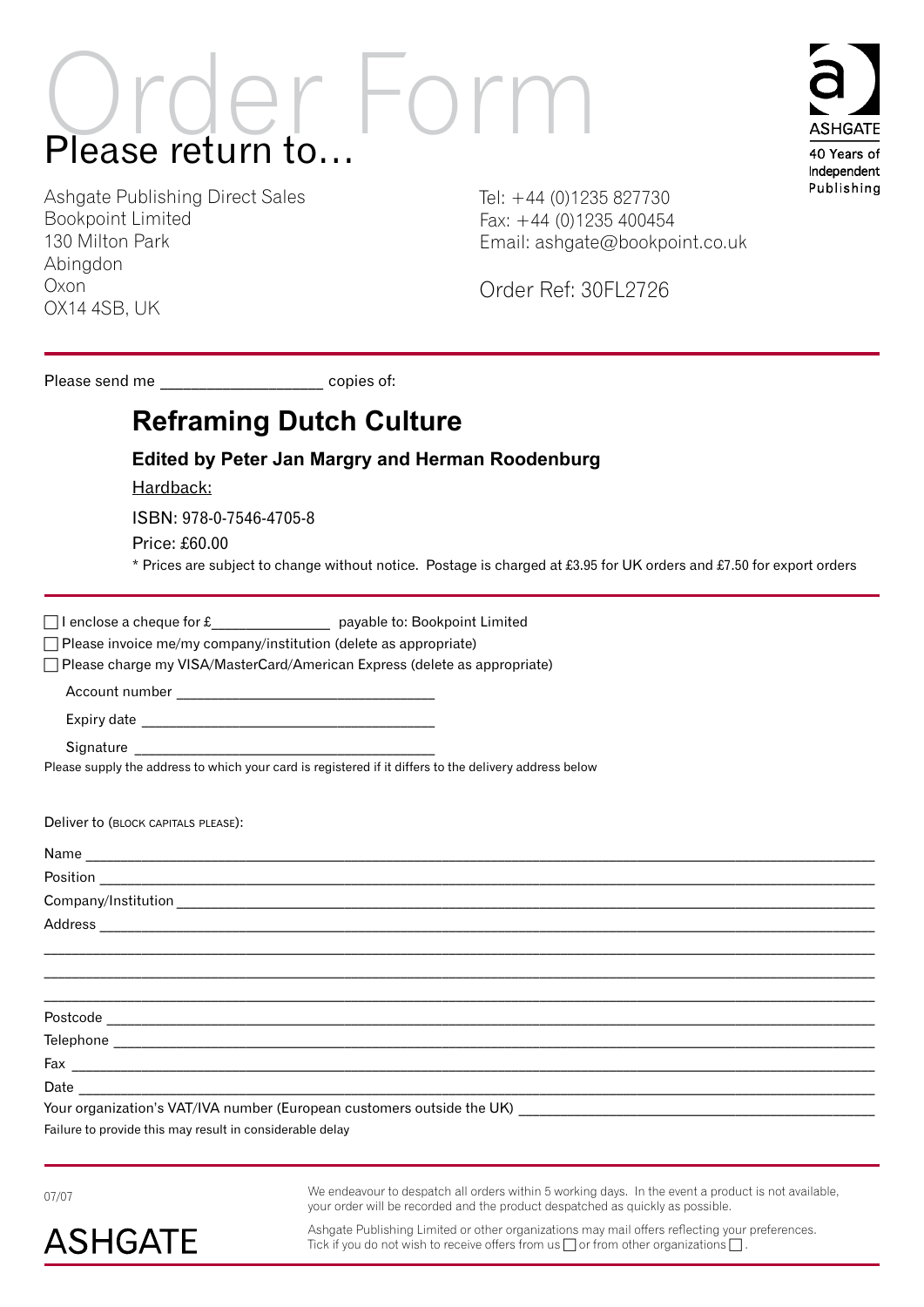# Order Form

## Please return to…

Ashgate Publishing Direct Sales
Bookpoint Limited
130 Milton Park
Abingdon
Oxon
OX14 4SB, UK

Tel: +44 (0)1235 827730
Fax: +44 (0)1235 400454
Email: ashgate@bookpoint.co.uk

Order Ref: 30FL2726

ASHGATE
40 Years of Independent Publishing

---

Please send me ___________________ copies of:

## Reframing Dutch Culture

### Edited by Peter Jan Margry and Herman Roodenburg

Hardback:

ISBN: 978-0-7546-4705-8

Price: £60.00

* Prices are subject to change without notice. Postage is charged at £3.95 for UK orders and £7.50 for export orders

---

☐ I enclose a cheque for £_______________ payable to: Bookpoint Limited

☐ Please invoice me/my company/institution (delete as appropriate)

☐ Please charge my VISA/MasterCard/American Express (delete as appropriate)

Account number _________________________________

Expiry date _____________________________________

Signature ______________________________________

Please supply the address to which your card is registered if it differs to the delivery address below

Deliver to (BLOCK CAPITALS PLEASE):

Name ___________________________________________________________________________

Position _________________________________________________________________________

Company/Institution ______________________________________________________________

Address _________________________________________________________________________

_________________________________________________________________________________

_________________________________________________________________________________

_________________________________________________________________________________

Postcode ________________________________________________________________________

Telephone _______________________________________________________________________

Fax _____________________________________________________________________________

Date ____________________________________________________________________________

Your organization's VAT/IVA number (European customers outside the UK) ___________________

Failure to provide this may result in considerable delay

---

07/07

ASHGATE

We endeavour to despatch all orders within 5 working days. In the event a product is not available, your order will be recorded and the product despatched as quickly as possible.

Ashgate Publishing Limited or other organizations may mail offers reflecting your preferences. Tick if you do not wish to receive offers from us ☐ or from other organizations ☐.